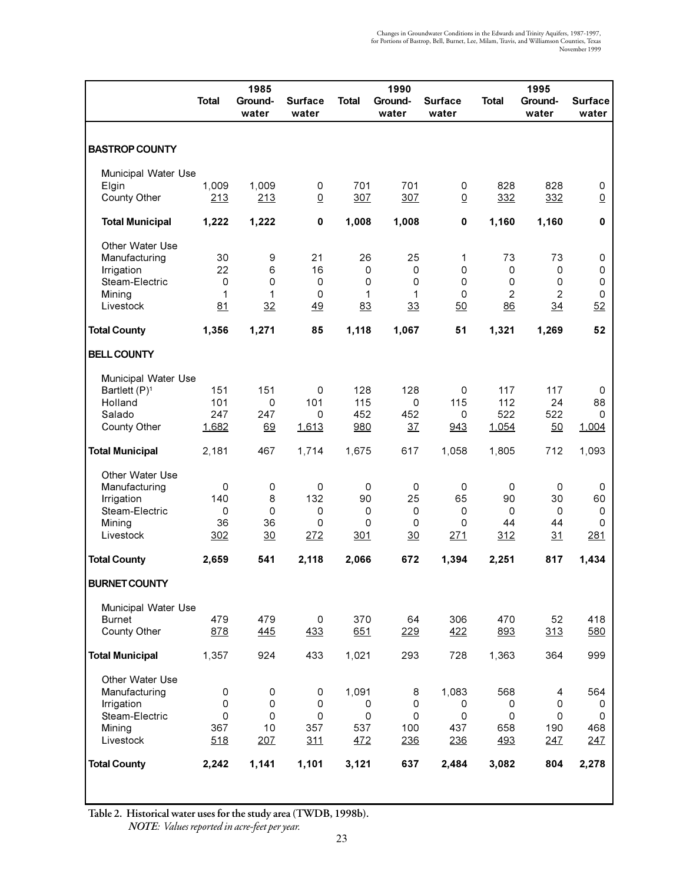| | 1985 | | | 1990 | | | 1995 | | |
|---|---|---|---|---|---|---|---|---|---|
| | Total | Ground-water | Surface water | Total | Ground-water | Surface water | Total | Ground-water | Surface water |
| **BASTROP COUNTY** | | | | | | | | | |
| Municipal Water Use | | | | | | | | | |
| Elgin | 1,009 | 1,009 | 0 | 701 | 701 | 0 | 828 | 828 | 0 |
| County Other | 213 | 213 | 0 | 307 | 307 | 0 | 332 | 332 | 0 |
| **Total Municipal** | **1,222** | **1,222** | **0** | **1,008** | **1,008** | **0** | **1,160** | **1,160** | **0** |
| Other Water Use | | | | | | | | | |
| Manufacturing | 30 | 9 | 21 | 26 | 25 | 1 | 73 | 73 | 0 |
| Irrigation | 22 | 6 | 16 | 0 | 0 | 0 | 0 | 0 | 0 |
| Steam-Electric | 0 | 0 | 0 | 0 | 0 | 0 | 0 | 0 | 0 |
| Mining | 1 | 1 | 0 | 1 | 1 | 0 | 2 | 2 | 0 |
| Livestock | 81 | 32 | 49 | 83 | 33 | 50 | 86 | 34 | 52 |
| **Total County** | **1,356** | **1,271** | **85** | **1,118** | **1,067** | **51** | **1,321** | **1,269** | **52** |
| **BELL COUNTY** | | | | | | | | | |
| Municipal Water Use | | | | | | | | | |
| Bartlett (P)[1] | 151 | 151 | 0 | 128 | 128 | 0 | 117 | 117 | 0 |
| Holland | 101 | 0 | 101 | 115 | 0 | 115 | 112 | 24 | 88 |
| Salado | 247 | 247 | 0 | 452 | 452 | 0 | 522 | 522 | 0 |
| County Other | 1,682 | 69 | 1,613 | 980 | 37 | 943 | 1,054 | 50 | 1,004 |
| **Total Municipal** | 2,181 | 467 | 1,714 | 1,675 | 617 | 1,058 | 1,805 | 712 | 1,093 |
| Other Water Use | | | | | | | | | |
| Manufacturing | 0 | 0 | 0 | 0 | 0 | 0 | 0 | 0 | 0 |
| Irrigation | 140 | 8 | 132 | 90 | 25 | 65 | 90 | 30 | 60 |
| Steam-Electric | 0 | 0 | 0 | 0 | 0 | 0 | 0 | 0 | 0 |
| Mining | 36 | 36 | 0 | 0 | 0 | 0 | 44 | 44 | 0 |
| Livestock | 302 | 30 | 272 | 301 | 30 | 271 | 312 | 31 | 281 |
| **Total County** | **2,659** | **541** | **2,118** | **2,066** | **672** | **1,394** | **2,251** | **817** | **1,434** |
| **BURNET COUNTY** | | | | | | | | | |
| Municipal Water Use | | | | | | | | | |
| Burnet | 479 | 479 | 0 | 370 | 64 | 306 | 470 | 52 | 418 |
| County Other | 878 | 445 | 433 | 651 | 229 | 422 | 893 | 313 | 580 |
| **Total Municipal** | 1,357 | 924 | 433 | 1,021 | 293 | 728 | 1,363 | 364 | 999 |
| Other Water Use | | | | | | | | | |
| Manufacturing | 0 | 0 | 0 | 1,091 | 8 | 1,083 | 568 | 4 | 564 |
| Irrigation | 0 | 0 | 0 | 0 | 0 | 0 | 0 | 0 | 0 |
| Steam-Electric | 0 | 0 | 0 | 0 | 0 | 0 | 0 | 0 | 0 |
| Mining | 367 | 10 | 357 | 537 | 100 | 437 | 658 | 190 | 468 |
| Livestock | 518 | 207 | 311 | 472 | 236 | 236 | 493 | 247 | 247 |
| **Total County** | **2,242** | **1,141** | **1,101** | **3,121** | **637** | **2,484** | **3,082** | **804** | **2,278** |

**Table 2. Historical water uses for the study area (TWDB, 1998b).**

*NOTE: Values reported in acre-feet per year.*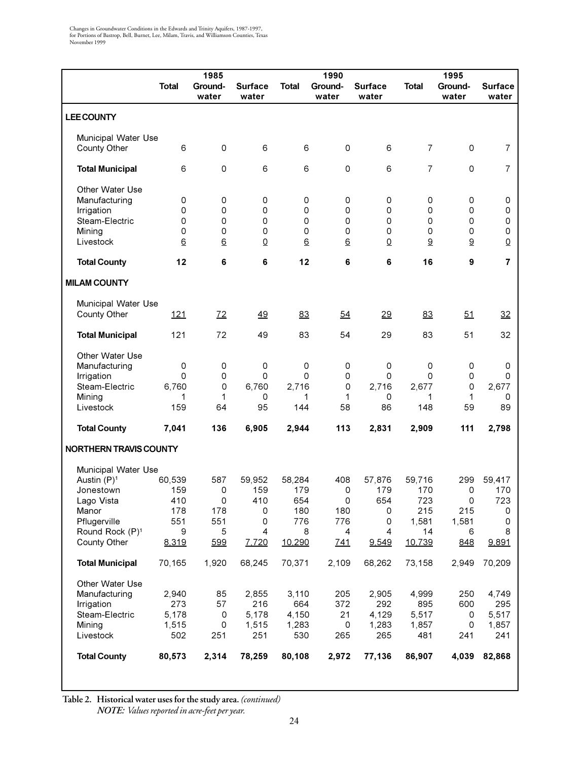| | 1985 | | | 1990 | | | 1995 | | |
|---|---|---|---|---|---|---|---|---|---|
| | Total | Ground-water | Surface water | Total | Ground-water | Surface water | Total | Ground-water | Surface water |
| **LEE COUNTY** | | | | | | | | | |
| Municipal Water Use | | | | | | | | | |
| County Other | 6 | 0 | 6 | 6 | 0 | 6 | 7 | 0 | 7 |
| **Total Municipal** | 6 | 0 | 6 | 6 | 0 | 6 | 7 | 0 | 7 |
| Other Water Use | | | | | | | | | |
| Manufacturing | 0 | 0 | 0 | 0 | 0 | 0 | 0 | 0 | 0 |
| Irrigation | 0 | 0 | 0 | 0 | 0 | 0 | 0 | 0 | 0 |
| Steam-Electric | 0 | 0 | 0 | 0 | 0 | 0 | 0 | 0 | 0 |
| Mining | 0 | 0 | 0 | 0 | 0 | 0 | 0 | 0 | 0 |
| Livestock | 6 | 6 | 0 | 6 | 6 | 0 | 9 | 9 | 0 |
| **Total County** | **12** | **6** | **6** | **12** | **6** | **6** | **16** | **9** | **7** |
| **MILAM COUNTY** | | | | | | | | | |
| Municipal Water Use | | | | | | | | | |
| County Other | 121 | 72 | 49 | 83 | 54 | 29 | 83 | 51 | 32 |
| **Total Municipal** | 121 | 72 | 49 | 83 | 54 | 29 | 83 | 51 | 32 |
| Other Water Use | | | | | | | | | |
| Manufacturing | 0 | 0 | 0 | 0 | 0 | 0 | 0 | 0 | 0 |
| Irrigation | 0 | 0 | 0 | 0 | 0 | 0 | 0 | 0 | 0 |
| Steam-Electric | 6,760 | 0 | 6,760 | 2,716 | 0 | 2,716 | 2,677 | 0 | 2,677 |
| Mining | 1 | 1 | 0 | 1 | 1 | 0 | 1 | 1 | 0 |
| Livestock | 159 | 64 | 95 | 144 | 58 | 86 | 148 | 59 | 89 |
| **Total County** | **7,041** | **136** | **6,905** | **2,944** | **113** | **2,831** | **2,909** | **111** | **2,798** |
| **NORTHERN TRAVIS COUNTY** | | | | | | | | | |
| Municipal Water Use | | | | | | | | | |
| Austin (P)[1] | 60,539 | 587 | 59,952 | 58,284 | 408 | 57,876 | 59,716 | 299 | 59,417 |
| Jonestown | 159 | 0 | 159 | 179 | 0 | 179 | 170 | 0 | 170 |
| Lago Vista | 410 | 0 | 410 | 654 | 0 | 654 | 723 | 0 | 723 |
| Manor | 178 | 178 | 0 | 180 | 180 | 0 | 215 | 215 | 0 |
| Pflugerville | 551 | 551 | 0 | 776 | 776 | 0 | 1,581 | 1,581 | 0 |
| Round Rock (P)[1] | 9 | 5 | 4 | 8 | 4 | 4 | 14 | 6 | 8 |
| County Other | 8,319 | 599 | 7,720 | 10,290 | 741 | 9,549 | 10,739 | 848 | 9,891 |
| **Total Municipal** | 70,165 | 1,920 | 68,245 | 70,371 | 2,109 | 68,262 | 73,158 | 2,949 | 70,209 |
| Other Water Use | | | | | | | | | |
| Manufacturing | 2,940 | 85 | 2,855 | 3,110 | 205 | 2,905 | 4,999 | 250 | 4,749 |
| Irrigation | 273 | 57 | 216 | 664 | 372 | 292 | 895 | 600 | 295 |
| Steam-Electric | 5,178 | 0 | 5,178 | 4,150 | 21 | 4,129 | 5,517 | 0 | 5,517 |
| Mining | 1,515 | 0 | 1,515 | 1,283 | 0 | 1,283 | 1,857 | 0 | 1,857 |
| Livestock | 502 | 251 | 251 | 530 | 265 | 265 | 481 | 241 | 241 |
| **Total County** | **80,573** | **2,314** | **78,259** | **80,108** | **2,972** | **77,136** | **86,907** | **4,039** | **82,868** |

**Table 2. Historical water uses for the study area.** *(continued)*
*NOTE: Values reported in acre-feet per year.*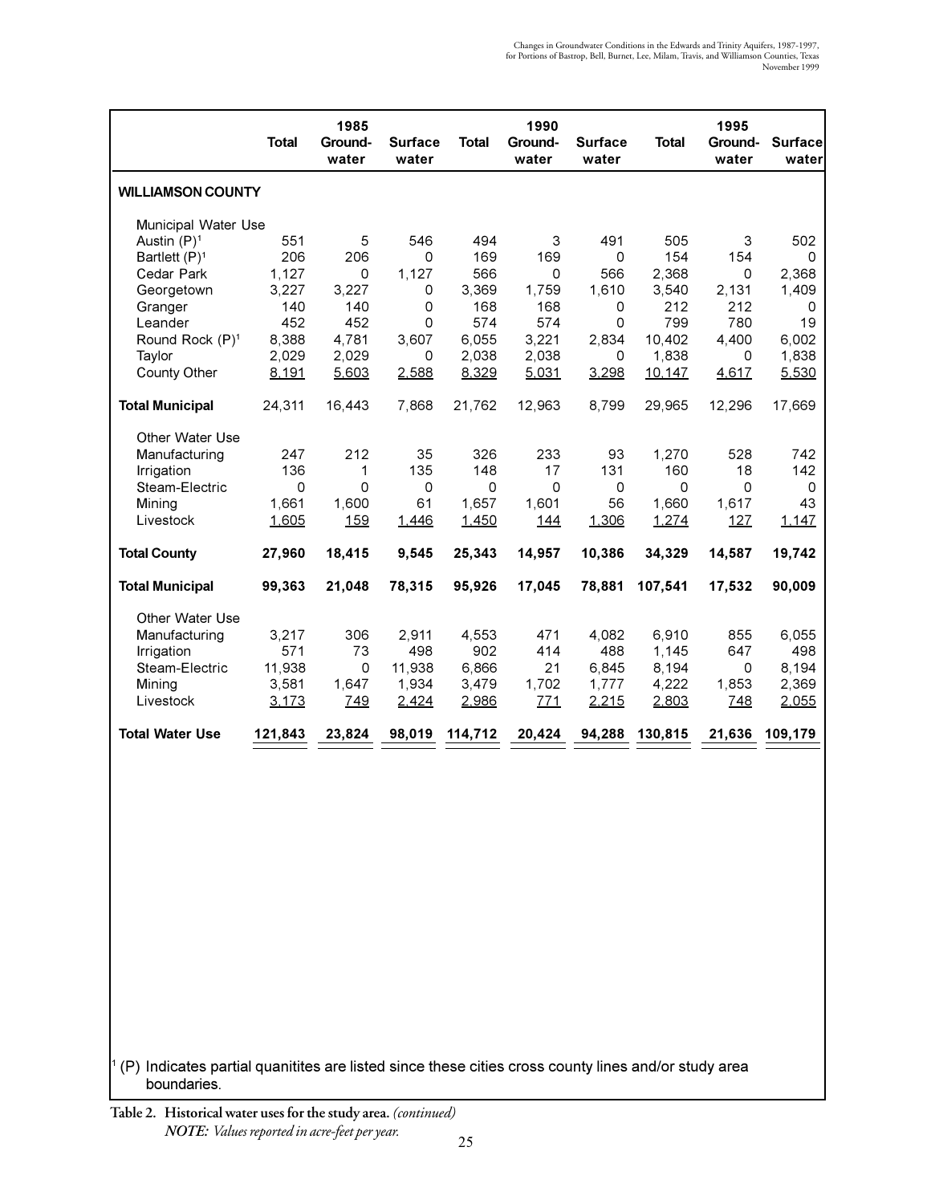| | 1985 | | | 1990 | | | 1995 | | |
|---|---|---|---|---|---|---|---|---|---|
| | Total | Ground-water | Surface water | Total | Ground-water | Surface water | Total | Ground-water | Surface water |
| **WILLIAMSON COUNTY** | | | | | | | | | |
| Municipal Water Use | | | | | | | | | |
| Austin (P)[1] | 551 | 5 | 546 | 494 | 3 | 491 | 505 | 3 | 502 |
| Bartlett (P)[1] | 206 | 206 | 0 | 169 | 169 | 0 | 154 | 154 | 0 |
| Cedar Park | 1,127 | 0 | 1,127 | 566 | 0 | 566 | 2,368 | 0 | 2,368 |
| Georgetown | 3,227 | 3,227 | 0 | 3,369 | 1,759 | 1,610 | 3,540 | 2,131 | 1,409 |
| Granger | 140 | 140 | 0 | 168 | 168 | 0 | 212 | 212 | 0 |
| Leander | 452 | 452 | 0 | 574 | 574 | 0 | 799 | 780 | 19 |
| Round Rock (P)[1] | 8,388 | 4,781 | 3,607 | 6,055 | 3,221 | 2,834 | 10,402 | 4,400 | 6,002 |
| Taylor | 2,029 | 2,029 | 0 | 2,038 | 2,038 | 0 | 1,838 | 0 | 1,838 |
| County Other | 8,191 | 5,603 | 2,588 | 8,329 | 5,031 | 3,298 | 10,147 | 4,617 | 5,530 |
| **Total Municipal** | 24,311 | 16,443 | 7,868 | 21,762 | 12,963 | 8,799 | 29,965 | 12,296 | 17,669 |
| Other Water Use | | | | | | | | | |
| Manufacturing | 247 | 212 | 35 | 326 | 233 | 93 | 1,270 | 528 | 742 |
| Irrigation | 136 | 1 | 135 | 148 | 17 | 131 | 160 | 18 | 142 |
| Steam-Electric | 0 | 0 | 0 | 0 | 0 | 0 | 0 | 0 | 0 |
| Mining | 1,661 | 1,600 | 61 | 1,657 | 1,601 | 56 | 1,660 | 1,617 | 43 |
| Livestock | 1,605 | 159 | 1,446 | 1,450 | 144 | 1,306 | 1,274 | 127 | 1,147 |
| **Total County** | **27,960** | **18,415** | **9,545** | **25,343** | **14,957** | **10,386** | **34,329** | **14,587** | **19,742** |
| **Total Municipal** | **99,363** | **21,048** | **78,315** | **95,926** | **17,045** | **78,881** | **107,541** | **17,532** | **90,009** |
| Other Water Use | | | | | | | | | |
| Manufacturing | 3,217 | 306 | 2,911 | 4,553 | 471 | 4,082 | 6,910 | 855 | 6,055 |
| Irrigation | 571 | 73 | 498 | 902 | 414 | 488 | 1,145 | 647 | 498 |
| Steam-Electric | 11,938 | 0 | 11,938 | 6,866 | 21 | 6,845 | 8,194 | 0 | 8,194 |
| Mining | 3,581 | 1,647 | 1,934 | 3,479 | 1,702 | 1,777 | 4,222 | 1,853 | 2,369 |
| Livestock | 3,173 | 749 | 2,424 | 2,986 | 771 | 2,215 | 2,803 | 748 | 2,055 |
| **Total Water Use** | **121,843** | **23,824** | **98,019** | **114,712** | **20,424** | **94,288** | **130,815** | **21,636** | **109,179** |

[1] (P) Indicates partial quanitites are listed since these cities cross county lines and/or study area boundaries.

**Table 2. Historical water uses for the study area.** *(continued)*
*NOTE: Values reported in acre-feet per year.*